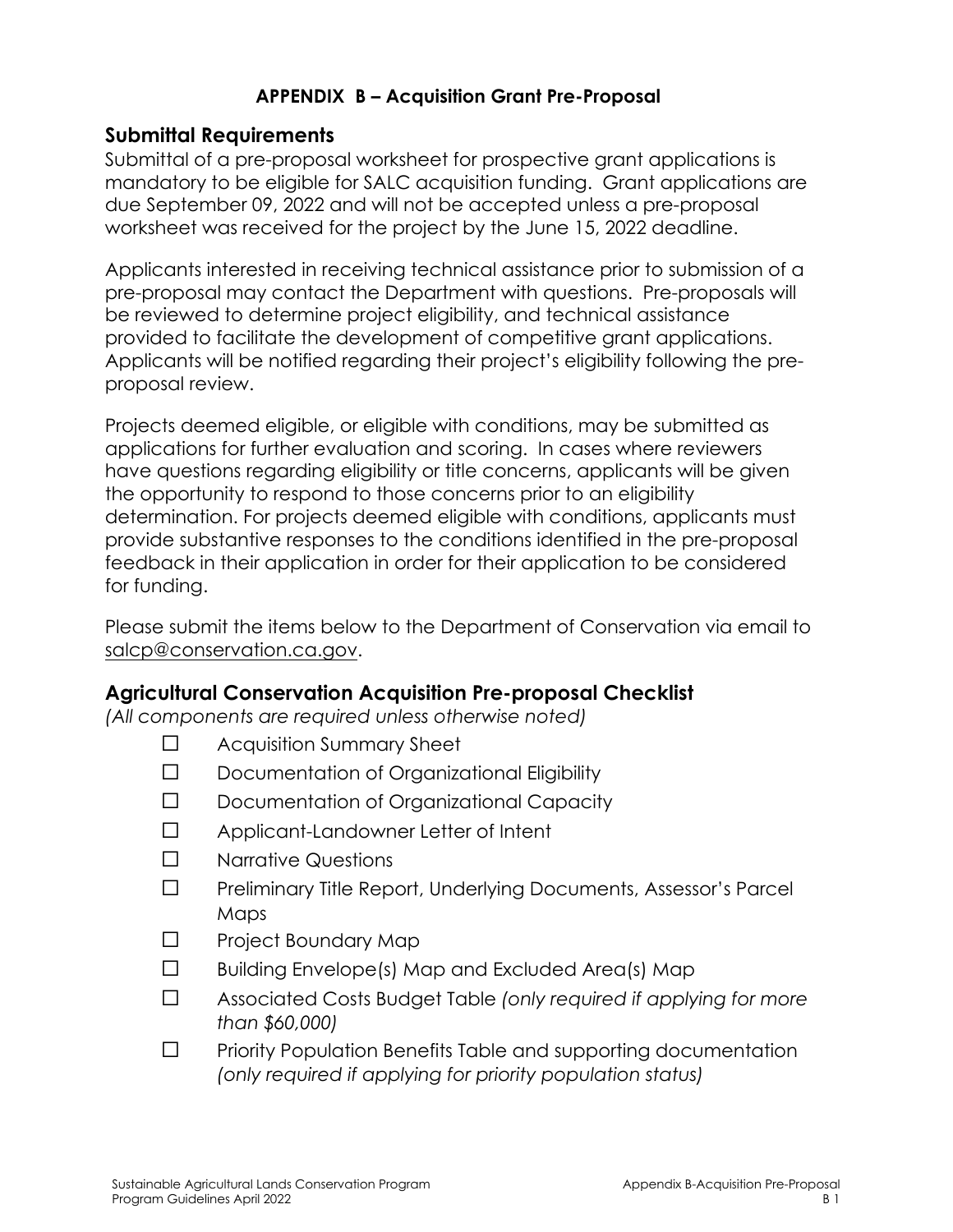# APPENDIX B – Acquisition Grant Pre-Proposal

## Submittal Requirements

Submittal of a pre-proposal worksheet for prospective grant applications is mandatory to be eligible for SALC acquisition funding. Grant applications are due September 09, 2022 and will not be accepted unless a pre-proposal worksheet was received for the project by the June 15, 2022 deadline.

Applicants interested in receiving technical assistance prior to submission of a pre-proposal may contact the Department with questions. Pre-proposals will be reviewed to determine project eligibility, and technical assistance provided to facilitate the development of competitive grant applications. Applicants will be notified regarding their project's eligibility following the pre-proposal review.

Projects deemed eligible, or eligible with conditions, may be submitted as applications for further evaluation and scoring. In cases where reviewers have questions regarding eligibility or title concerns, applicants will be given the opportunity to respond to those concerns prior to an eligibility determination. For projects deemed eligible with conditions, applicants must provide substantive responses to the conditions identified in the pre-proposal feedback in their application in order for their application to be considered for funding.

Please submit the items below to the Department of Conservation via email to salcp@conservation.ca.gov.

## Agricultural Conservation Acquisition Pre-proposal Checklist

*(All components are required unless otherwise noted)*

- ☐ Acquisition Summary Sheet
- ☐ Documentation of Organizational Eligibility
- ☐ Documentation of Organizational Capacity
- ☐ Applicant-Landowner Letter of Intent
- ☐ Narrative Questions
- ☐ Preliminary Title Report, Underlying Documents, Assessor's Parcel Maps
- ☐ Project Boundary Map
- ☐ Building Envelope(s) Map and Excluded Area(s) Map
- ☐ Associated Costs Budget Table *(only required if applying for more than $60,000)*
- ☐ Priority Population Benefits Table and supporting documentation *(only required if applying for priority population status)*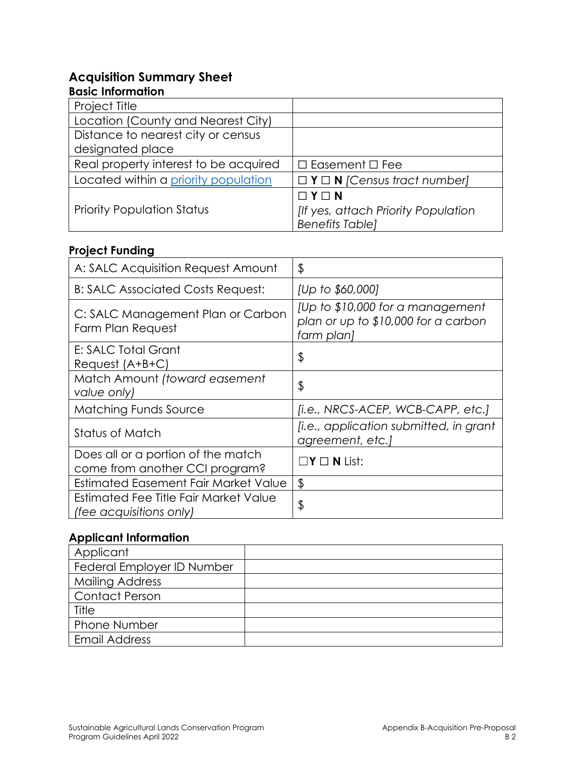## Acquisition Summary Sheet

### Basic Information

| | |
|---|---|
| Project Title | |
| Location (County and Nearest City) | |
| Distance to nearest city or census designated place | |
| Real property interest to be acquired | ☐ Easement ☐ Fee |
| Located within a priority population | ☐ **Y** ☐ **N** *[Census tract number]* |
| Priority Population Status | ☐ **Y** ☐ **N** *[If yes, attach Priority Population Benefits Table]* |

### Project Funding

| | |
|---|---|
| A: SALC Acquisition Request Amount | $ |
| B: SALC Associated Costs Request: | *[Up to $60,000]* |
| C: SALC Management Plan or Carbon Farm Plan Request | *[Up to $10,000 for a management plan or up to $10,000 for a carbon farm plan]* |
| E: SALC Total Grant Request (A+B+C) | $ |
| Match Amount *(toward easement value only)* | $ |
| Matching Funds Source | *[i.e., NRCS-ACEP, WCB-CAPP, etc.]* |
| Status of Match | *[i.e., application submitted, in grant agreement, etc.]* |
| Does all or a portion of the match come from another CCI program? | ☐**Y** ☐ **N** List: |
| Estimated Easement Fair Market Value | $ |
| Estimated Fee Title Fair Market Value *(fee acquisitions only)* | $ |

### Applicant Information

| | |
|---|---|
| Applicant | |
| Federal Employer ID Number | |
| Mailing Address | |
| Contact Person | |
| Title | |
| Phone Number | |
| Email Address | |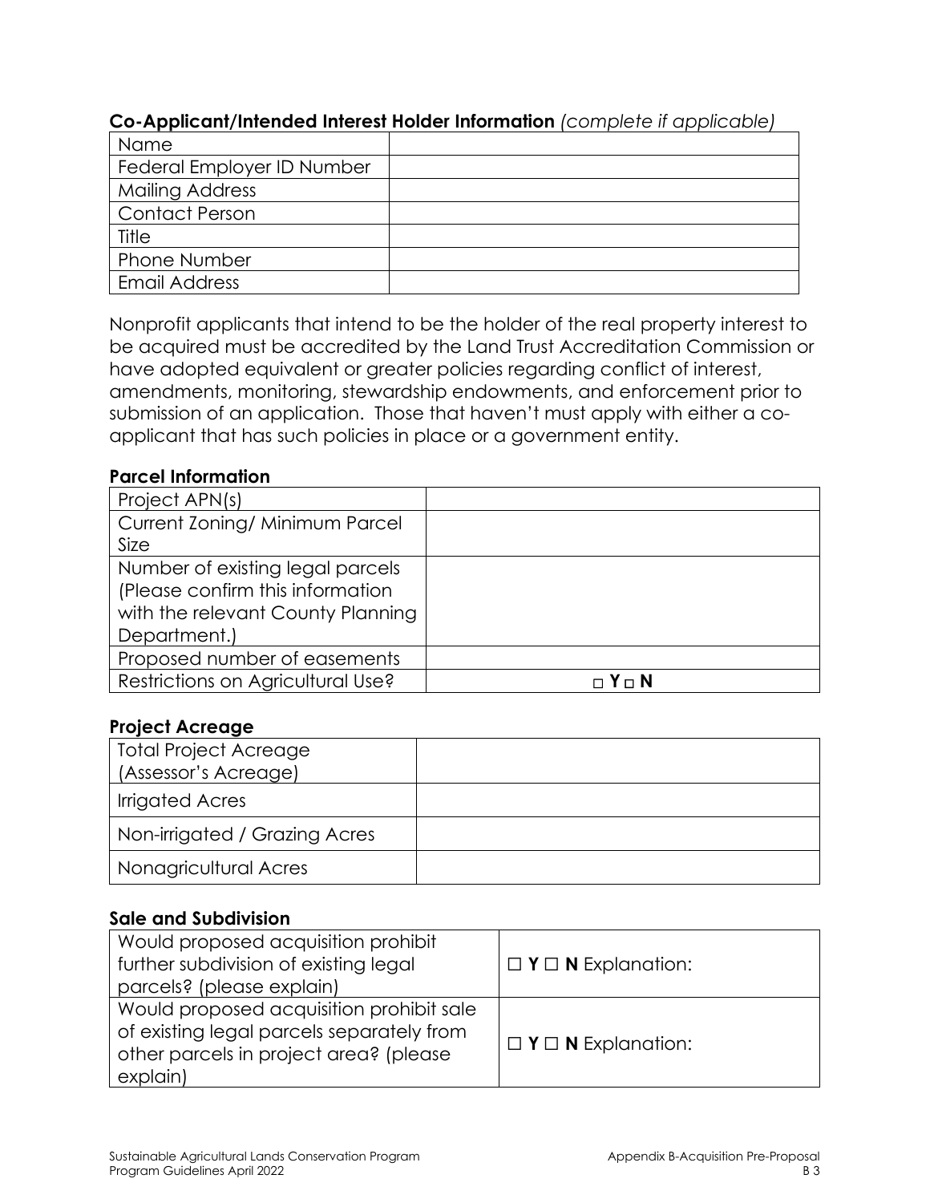**Co-Applicant/Intended Interest Holder Information** *(complete if applicable)*

| | |
|---|---|
| Name | |
| Federal Employer ID Number | |
| Mailing Address | |
| Contact Person | |
| Title | |
| Phone Number | |
| Email Address | |

Nonprofit applicants that intend to be the holder of the real property interest to be acquired must be accredited by the Land Trust Accreditation Commission or have adopted equivalent or greater policies regarding conflict of interest, amendments, monitoring, stewardship endowments, and enforcement prior to submission of an application. Those that haven't must apply with either a co-applicant that has such policies in place or a government entity.

**Parcel Information**

| | |
|---|---|
| Project APN(s) | |
| Current Zoning/ Minimum Parcel Size | |
| Number of existing legal parcels (Please confirm this information with the relevant County Planning Department.) | |
| Proposed number of easements | |
| Restrictions on Agricultural Use? | □ **Y** □ **N** |

**Project Acreage**

| | |
|---|---|
| Total Project Acreage (Assessor's Acreage) | |
| Irrigated Acres | |
| Non-irrigated / Grazing Acres | |
| Nonagricultural Acres | |

**Sale and Subdivision**

| | |
|---|---|
| Would proposed acquisition prohibit further subdivision of existing legal parcels? (please explain) | □ **Y** □ **N** Explanation: |
| Would proposed acquisition prohibit sale of existing legal parcels separately from other parcels in project area? (please explain) | □ **Y** □ **N** Explanation: |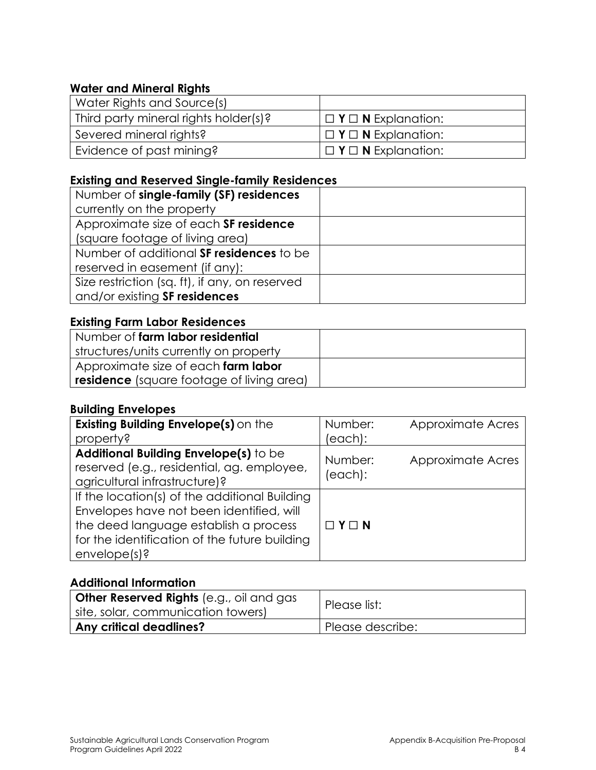### Water and Mineral Rights

| Water Rights and Source(s) | |
|---|---|
| Third party mineral rights holder(s)? | ☐ **Y** ☐ **N** Explanation: |
| Severed mineral rights? | ☐ **Y** ☐ **N** Explanation: |
| Evidence of past mining? | ☐ **Y** ☐ **N** Explanation: |

### Existing and Reserved Single-family Residences

| Number of **single-family (SF) residences** currently on the property | |
|---|---|
| Approximate size of each **SF residence** (square footage of living area) | |
| Number of additional **SF residences** to be reserved in easement (if any): | |
| Size restriction (sq. ft), if any, on reserved and/or existing **SF residences** | |

### Existing Farm Labor Residences

| Number of **farm labor residential** structures/units currently on property | |
|---|---|
| Approximate size of each **farm labor residence** (square footage of living area) | |

### Building Envelopes

| **Existing Building Envelope(s)** on the property? | Number: | Approximate Acres (each): |
|---|---|---|
| **Additional Building Envelope(s)** to be reserved (e.g., residential, ag. employee, agricultural infrastructure)? | Number: | Approximate Acres (each): |
| If the location(s) of the additional Building Envelopes have not been identified, will the deed language establish a process for the identification of the future building envelope(s)? | ☐ **Y** ☐ **N** | |

### Additional Information

| **Other Reserved Rights** (e.g., oil and gas site, solar, communication towers) | Please list: |
|---|---|
| **Any critical deadlines?** | Please describe: |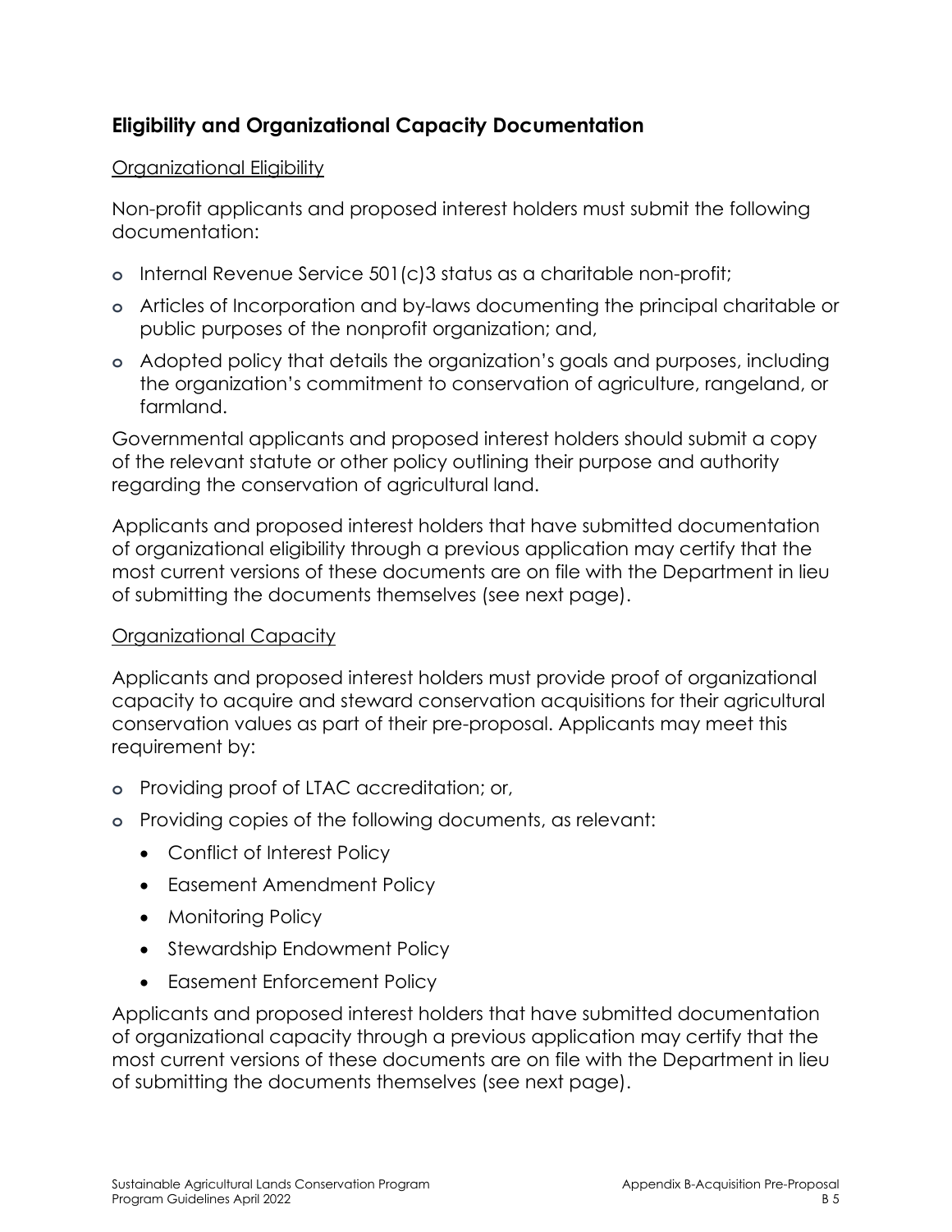## Eligibility and Organizational Capacity Documentation

<u>Organizational Eligibility</u>

Non-profit applicants and proposed interest holders must submit the following documentation:

- Internal Revenue Service 501(c)3 status as a charitable non-profit;
- Articles of Incorporation and by-laws documenting the principal charitable or public purposes of the nonprofit organization; and,
- Adopted policy that details the organization's goals and purposes, including the organization's commitment to conservation of agriculture, rangeland, or farmland.

Governmental applicants and proposed interest holders should submit a copy of the relevant statute or other policy outlining their purpose and authority regarding the conservation of agricultural land.

Applicants and proposed interest holders that have submitted documentation of organizational eligibility through a previous application may certify that the most current versions of these documents are on file with the Department in lieu of submitting the documents themselves (see next page).

<u>Organizational Capacity</u>

Applicants and proposed interest holders must provide proof of organizational capacity to acquire and steward conservation acquisitions for their agricultural conservation values as part of their pre-proposal. Applicants may meet this requirement by:

- Providing proof of LTAC accreditation; or,
- Providing copies of the following documents, as relevant:
  - Conflict of Interest Policy
  - Easement Amendment Policy
  - Monitoring Policy
  - Stewardship Endowment Policy
  - Easement Enforcement Policy

Applicants and proposed interest holders that have submitted documentation of organizational capacity through a previous application may certify that the most current versions of these documents are on file with the Department in lieu of submitting the documents themselves (see next page).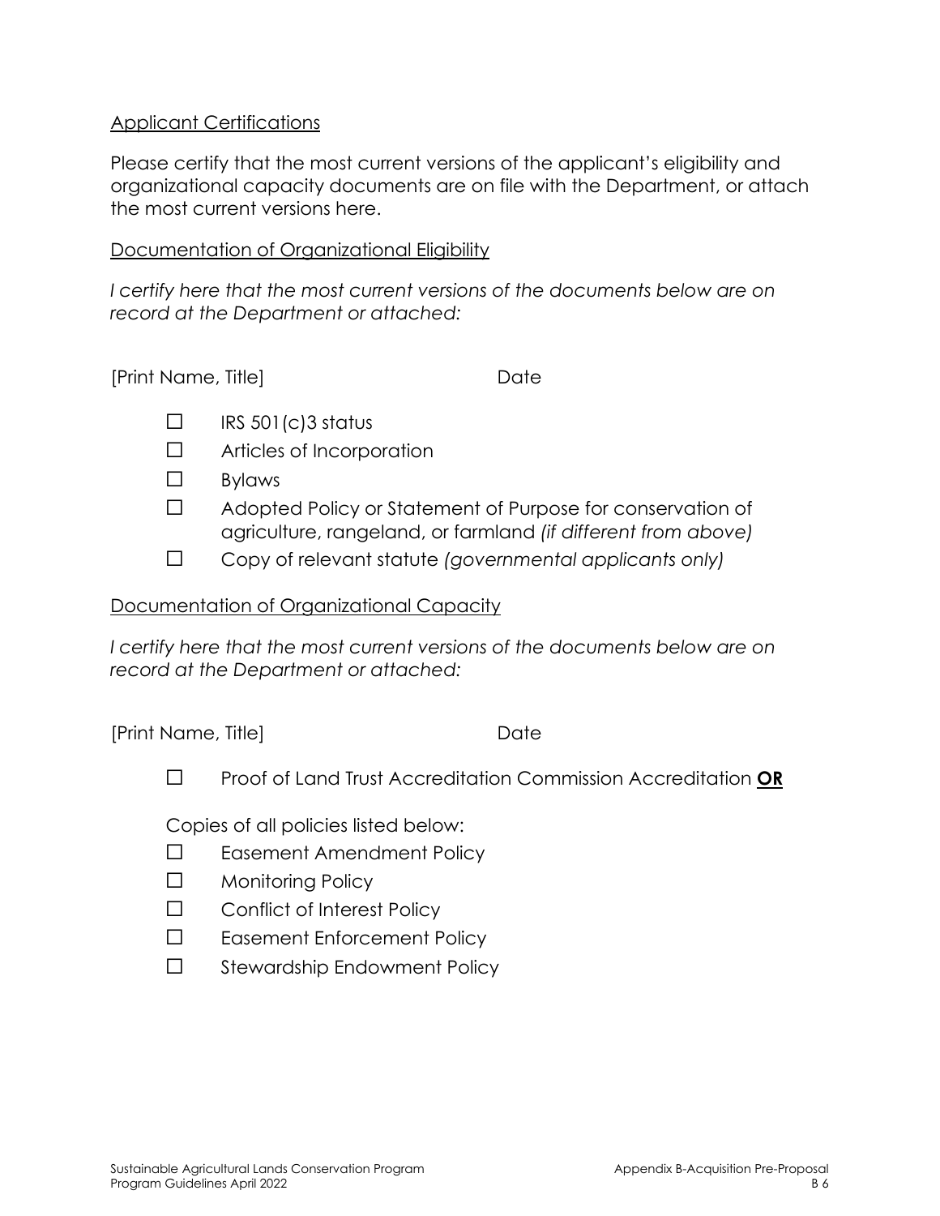Applicant Certifications

Please certify that the most current versions of the applicant's eligibility and organizational capacity documents are on file with the Department, or attach the most current versions here.

Documentation of Organizational Eligibility

*I certify here that the most current versions of the documents below are on record at the Department or attached:*

[Print Name, Title] Date

- ☐ IRS 501(c)3 status
- ☐ Articles of Incorporation
- ☐ Bylaws
- ☐ Adopted Policy or Statement of Purpose for conservation of agriculture, rangeland, or farmland *(if different from above)*
- ☐ Copy of relevant statute *(governmental applicants only)*

Documentation of Organizational Capacity

*I certify here that the most current versions of the documents below are on record at the Department or attached:*

[Print Name, Title] Date

- ☐ Proof of Land Trust Accreditation Commission Accreditation **OR**

Copies of all policies listed below:

- ☐ Easement Amendment Policy
- ☐ Monitoring Policy
- ☐ Conflict of Interest Policy
- ☐ Easement Enforcement Policy
- ☐ Stewardship Endowment Policy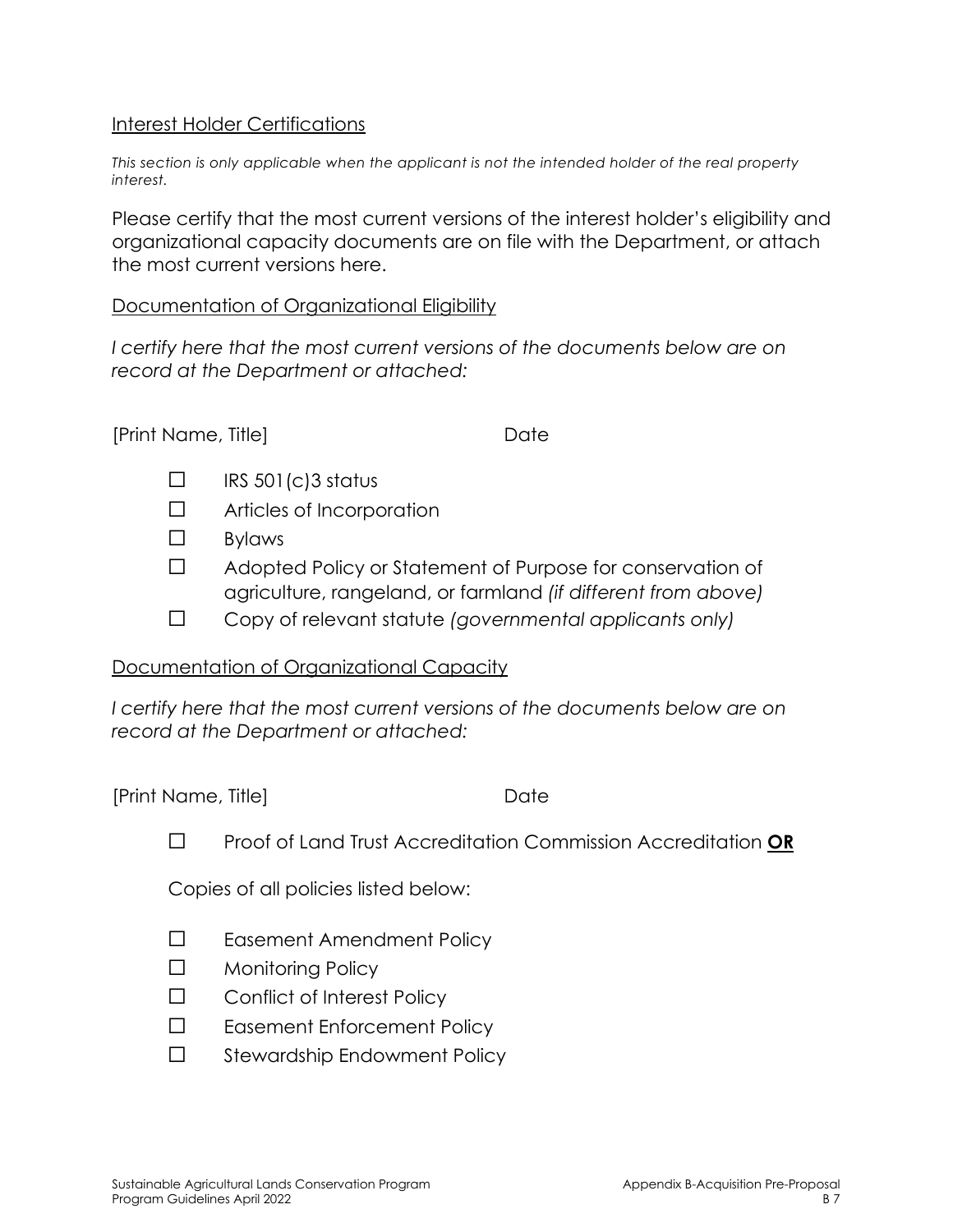Interest Holder Certifications

*This section is only applicable when the applicant is not the intended holder of the real property interest.*

Please certify that the most current versions of the interest holder's eligibility and organizational capacity documents are on file with the Department, or attach the most current versions here.

Documentation of Organizational Eligibility

*I certify here that the most current versions of the documents below are on record at the Department or attached:*

[Print Name, Title] Date

- ☐ IRS 501(c)3 status
- ☐ Articles of Incorporation
- ☐ Bylaws
- ☐ Adopted Policy or Statement of Purpose for conservation of agriculture, rangeland, or farmland *(if different from above)*
- ☐ Copy of relevant statute *(governmental applicants only)*

Documentation of Organizational Capacity

*I certify here that the most current versions of the documents below are on record at the Department or attached:*

[Print Name, Title] Date

- ☐ Proof of Land Trust Accreditation Commission Accreditation **OR**

Copies of all policies listed below:

- ☐ Easement Amendment Policy
- ☐ Monitoring Policy
- ☐ Conflict of Interest Policy
- ☐ Easement Enforcement Policy
- ☐ Stewardship Endowment Policy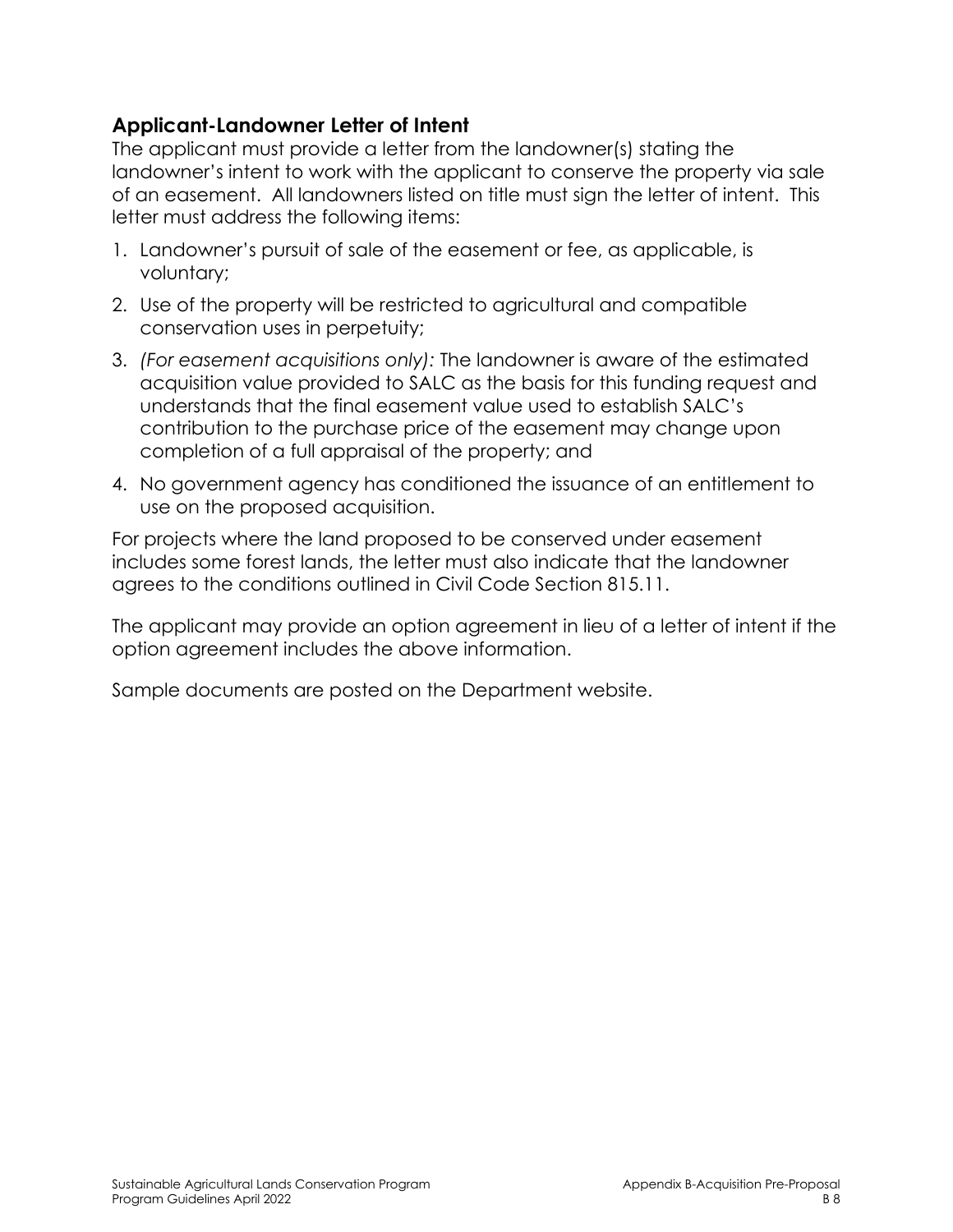## Applicant-Landowner Letter of Intent

The applicant must provide a letter from the landowner(s) stating the landowner's intent to work with the applicant to conserve the property via sale of an easement. All landowners listed on title must sign the letter of intent. This letter must address the following items:

1. Landowner's pursuit of sale of the easement or fee, as applicable, is voluntary;
2. Use of the property will be restricted to agricultural and compatible conservation uses in perpetuity;
3. *(For easement acquisitions only):* The landowner is aware of the estimated acquisition value provided to SALC as the basis for this funding request and understands that the final easement value used to establish SALC's contribution to the purchase price of the easement may change upon completion of a full appraisal of the property; and
4. No government agency has conditioned the issuance of an entitlement to use on the proposed acquisition.

For projects where the land proposed to be conserved under easement includes some forest lands, the letter must also indicate that the landowner agrees to the conditions outlined in Civil Code Section 815.11.

The applicant may provide an option agreement in lieu of a letter of intent if the option agreement includes the above information.

Sample documents are posted on the Department website.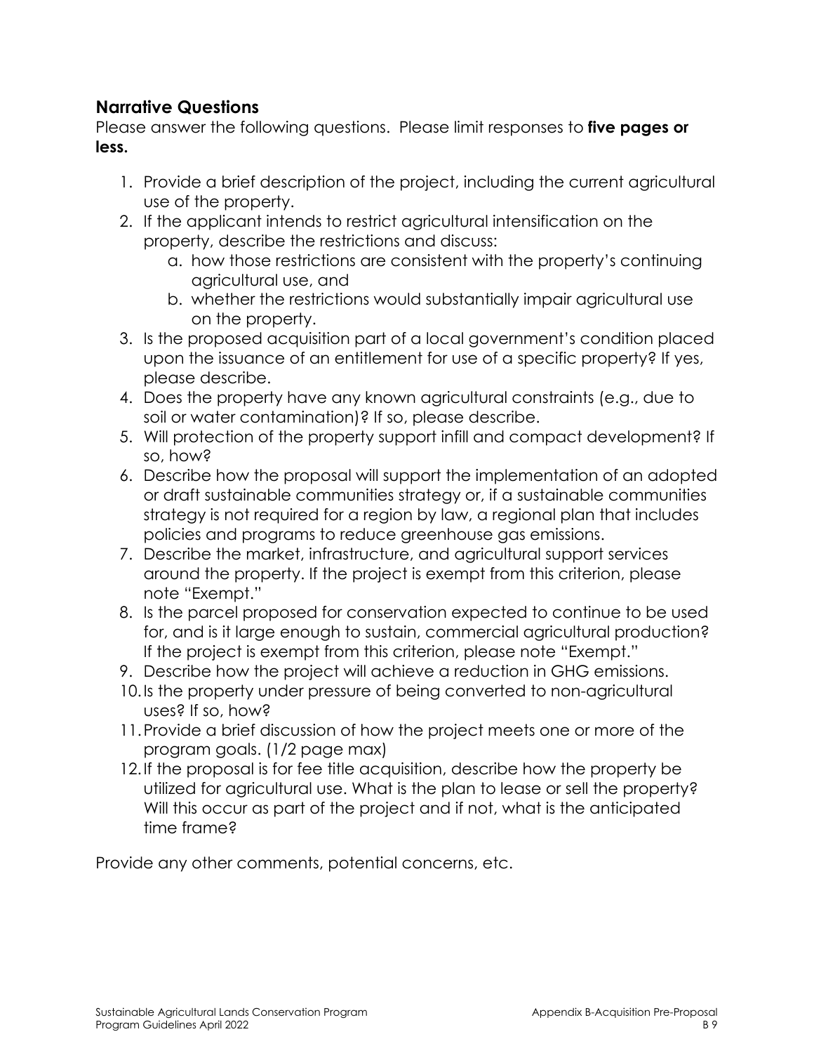## Narrative Questions

Please answer the following questions. Please limit responses to **five pages or less.**

1. Provide a brief description of the project, including the current agricultural use of the property.
2. If the applicant intends to restrict agricultural intensification on the property, describe the restrictions and discuss:
   a. how those restrictions are consistent with the property's continuing agricultural use, and
   b. whether the restrictions would substantially impair agricultural use on the property.
3. Is the proposed acquisition part of a local government's condition placed upon the issuance of an entitlement for use of a specific property? If yes, please describe.
4. Does the property have any known agricultural constraints (e.g., due to soil or water contamination)? If so, please describe.
5. Will protection of the property support infill and compact development? If so, how?
6. Describe how the proposal will support the implementation of an adopted or draft sustainable communities strategy or, if a sustainable communities strategy is not required for a region by law, a regional plan that includes policies and programs to reduce greenhouse gas emissions.
7. Describe the market, infrastructure, and agricultural support services around the property. If the project is exempt from this criterion, please note "Exempt."
8. Is the parcel proposed for conservation expected to continue to be used for, and is it large enough to sustain, commercial agricultural production? If the project is exempt from this criterion, please note "Exempt."
9. Describe how the project will achieve a reduction in GHG emissions.
10. Is the property under pressure of being converted to non-agricultural uses? If so, how?
11. Provide a brief discussion of how the project meets one or more of the program goals. (1/2 page max)
12. If the proposal is for fee title acquisition, describe how the property be utilized for agricultural use. What is the plan to lease or sell the property? Will this occur as part of the project and if not, what is the anticipated time frame?

Provide any other comments, potential concerns, etc.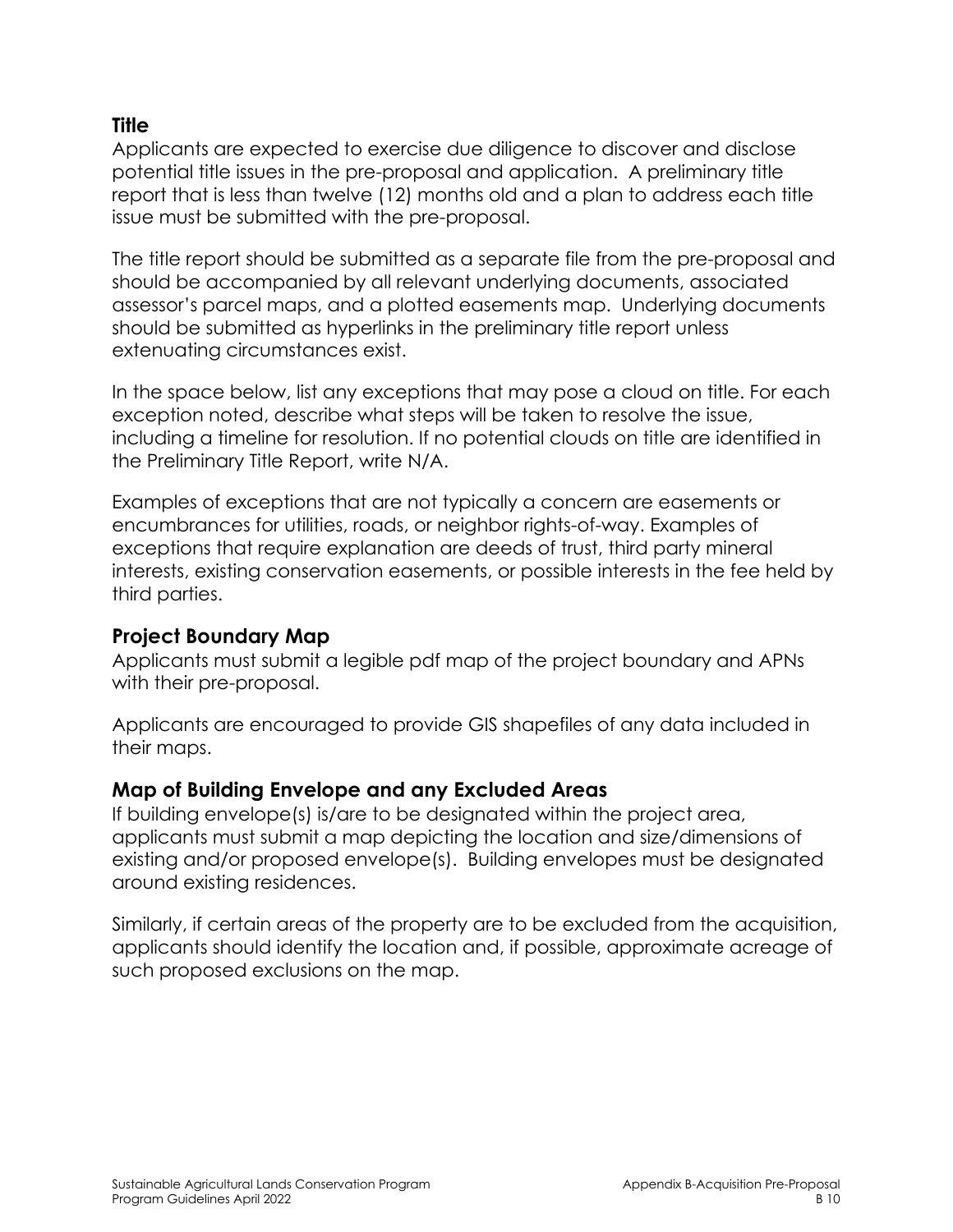## Title

Applicants are expected to exercise due diligence to discover and disclose potential title issues in the pre-proposal and application. A preliminary title report that is less than twelve (12) months old and a plan to address each title issue must be submitted with the pre-proposal.

The title report should be submitted as a separate file from the pre-proposal and should be accompanied by all relevant underlying documents, associated assessor's parcel maps, and a plotted easements map. Underlying documents should be submitted as hyperlinks in the preliminary title report unless extenuating circumstances exist.

In the space below, list any exceptions that may pose a cloud on title. For each exception noted, describe what steps will be taken to resolve the issue, including a timeline for resolution. If no potential clouds on title are identified in the Preliminary Title Report, write N/A.

Examples of exceptions that are not typically a concern are easements or encumbrances for utilities, roads, or neighbor rights-of-way. Examples of exceptions that require explanation are deeds of trust, third party mineral interests, existing conservation easements, or possible interests in the fee held by third parties.

## Project Boundary Map

Applicants must submit a legible pdf map of the project boundary and APNs with their pre-proposal.

Applicants are encouraged to provide GIS shapefiles of any data included in their maps.

## Map of Building Envelope and any Excluded Areas

If building envelope(s) is/are to be designated within the project area, applicants must submit a map depicting the location and size/dimensions of existing and/or proposed envelope(s). Building envelopes must be designated around existing residences.

Similarly, if certain areas of the property are to be excluded from the acquisition, applicants should identify the location and, if possible, approximate acreage of such proposed exclusions on the map.